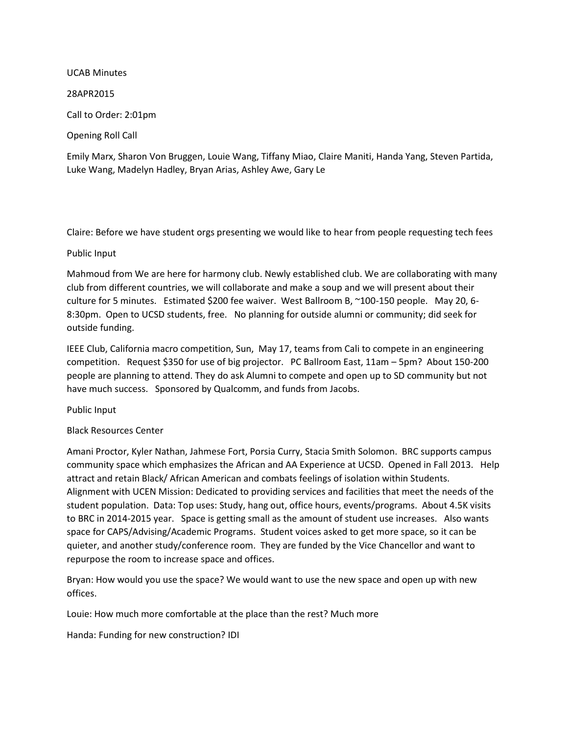UCAB Minutes

28APR2015

Call to Order: 2:01pm

Opening Roll Call

Emily Marx, Sharon Von Bruggen, Louie Wang, Tiffany Miao, Claire Maniti, Handa Yang, Steven Partida, Luke Wang, Madelyn Hadley, Bryan Arias, Ashley Awe, Gary Le

Claire: Before we have student orgs presenting we would like to hear from people requesting tech fees

Public Input

Mahmoud from We are here for harmony club. Newly established club. We are collaborating with many club from different countries, we will collaborate and make a soup and we will present about their culture for 5 minutes. Estimated $200 fee waiver. West Ballroom B, ~100-150 people. May 20, 6-8:30pm. Open to UCSD students, free. No planning for outside alumni or community; did seek for outside funding.

IEEE Club, California macro competition, Sun, May 17, teams from Cali to compete in an engineering competition. Request $350 for use of big projector. PC Ballroom East, 11am – 5pm? About 150-200 people are planning to attend. They do ask Alumni to compete and open up to SD community but not have much success. Sponsored by Qualcomm, and funds from Jacobs.

Public Input

Black Resources Center

Amani Proctor, Kyler Nathan, Jahmese Fort, Porsia Curry, Stacia Smith Solomon. BRC supports campus community space which emphasizes the African and AA Experience at UCSD. Opened in Fall 2013. Help attract and retain Black/ African American and combats feelings of isolation within Students. Alignment with UCEN Mission: Dedicated to providing services and facilities that meet the needs of the student population. Data: Top uses: Study, hang out, office hours, events/programs. About 4.5K visits to BRC in 2014-2015 year. Space is getting small as the amount of student use increases. Also wants space for CAPS/Advising/Academic Programs. Student voices asked to get more space, so it can be quieter, and another study/conference room. They are funded by the Vice Chancellor and want to repurpose the room to increase space and offices.

Bryan: How would you use the space? We would want to use the new space and open up with new offices.

Louie: How much more comfortable at the place than the rest? Much more

Handa: Funding for new construction? IDI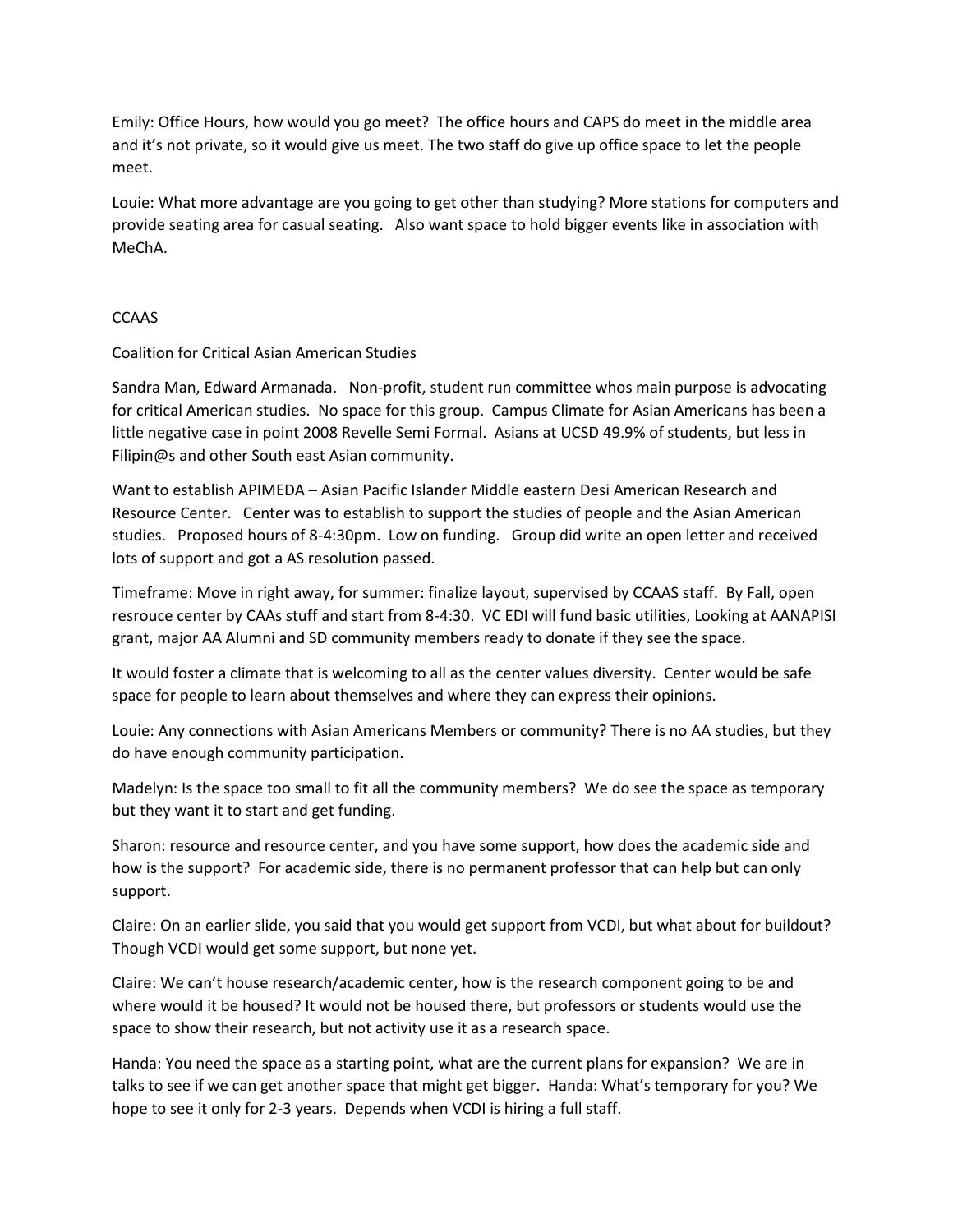Emily: Office Hours, how would you go meet? The office hours and CAPS do meet in the middle area and it's not private, so it would give us meet. The two staff do give up office space to let the people meet.

Louie: What more advantage are you going to get other than studying? More stations for computers and provide seating area for casual seating. Also want space to hold bigger events like in association with MeChA.

CCAAS

Coalition for Critical Asian American Studies

Sandra Man, Edward Armanada. Non-profit, student run committee whos main purpose is advocating for critical American studies. No space for this group. Campus Climate for Asian Americans has been a little negative case in point 2008 Revelle Semi Formal. Asians at UCSD 49.9% of students, but less in Filipin@s and other South east Asian community.

Want to establish APIMEDA – Asian Pacific Islander Middle eastern Desi American Research and Resource Center. Center was to establish to support the studies of people and the Asian American studies. Proposed hours of 8-4:30pm. Low on funding. Group did write an open letter and received lots of support and got a AS resolution passed.

Timeframe: Move in right away, for summer: finalize layout, supervised by CCAAS staff. By Fall, open resrouce center by CAAs stuff and start from 8-4:30. VC EDI will fund basic utilities, Looking at AANAPISI grant, major AA Alumni and SD community members ready to donate if they see the space.

It would foster a climate that is welcoming to all as the center values diversity. Center would be safe space for people to learn about themselves and where they can express their opinions.

Louie: Any connections with Asian Americans Members or community? There is no AA studies, but they do have enough community participation.

Madelyn: Is the space too small to fit all the community members? We do see the space as temporary but they want it to start and get funding.

Sharon: resource and resource center, and you have some support, how does the academic side and how is the support? For academic side, there is no permanent professor that can help but can only support.

Claire: On an earlier slide, you said that you would get support from VCDI, but what about for buildout? Though VCDI would get some support, but none yet.

Claire: We can't house research/academic center, how is the research component going to be and where would it be housed? It would not be housed there, but professors or students would use the space to show their research, but not activity use it as a research space.

Handa: You need the space as a starting point, what are the current plans for expansion? We are in talks to see if we can get another space that might get bigger. Handa: What's temporary for you? We hope to see it only for 2-3 years. Depends when VCDI is hiring a full staff.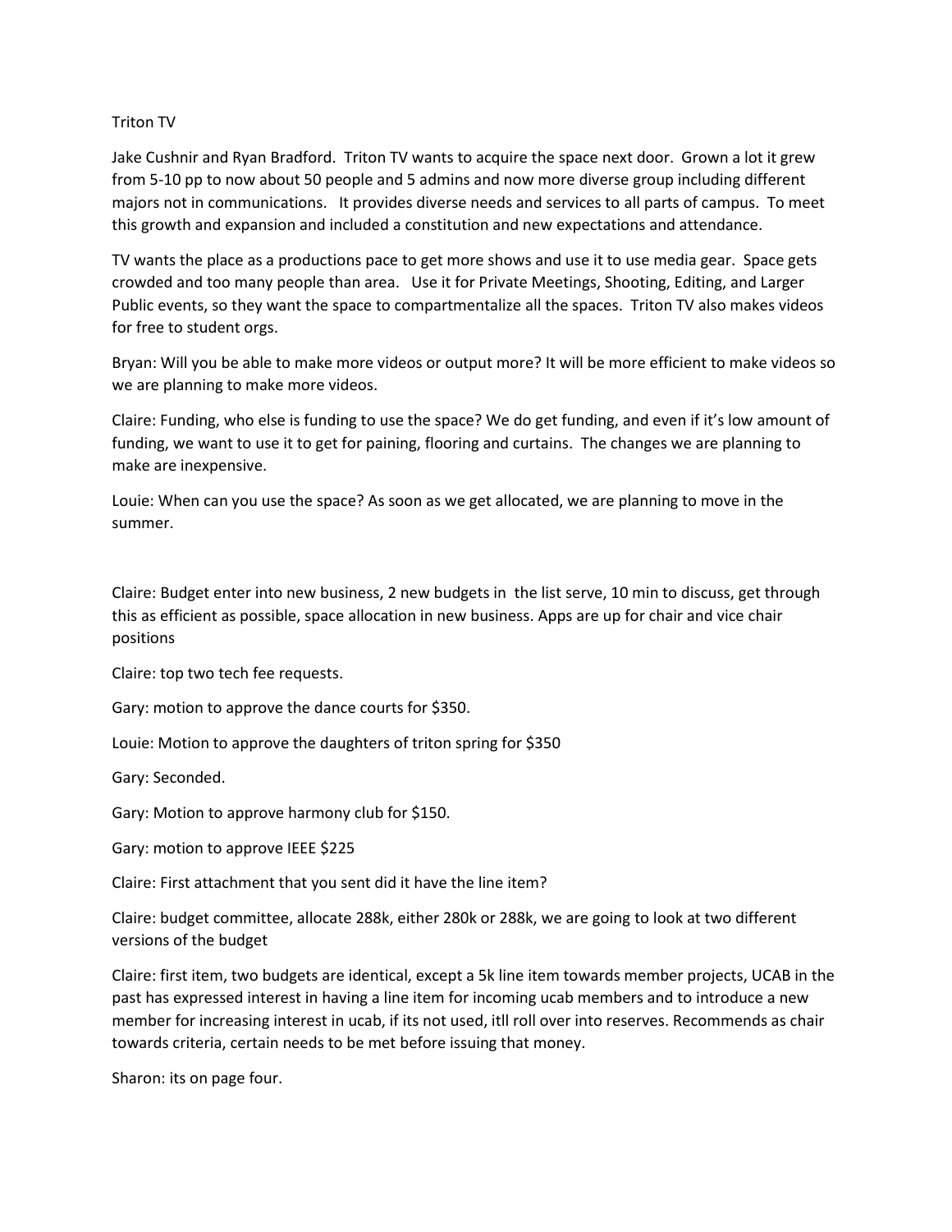Triton TV

Jake Cushnir and Ryan Bradford. Triton TV wants to acquire the space next door. Grown a lot it grew from 5-10 pp to now about 50 people and 5 admins and now more diverse group including different majors not in communications. It provides diverse needs and services to all parts of campus. To meet this growth and expansion and included a constitution and new expectations and attendance.

TV wants the place as a productions pace to get more shows and use it to use media gear. Space gets crowded and too many people than area. Use it for Private Meetings, Shooting, Editing, and Larger Public events, so they want the space to compartmentalize all the spaces. Triton TV also makes videos for free to student orgs.

Bryan: Will you be able to make more videos or output more? It will be more efficient to make videos so we are planning to make more videos.

Claire: Funding, who else is funding to use the space? We do get funding, and even if it's low amount of funding, we want to use it to get for paining, flooring and curtains. The changes we are planning to make are inexpensive.

Louie: When can you use the space? As soon as we get allocated, we are planning to move in the summer.

Claire: Budget enter into new business, 2 new budgets in the list serve, 10 min to discuss, get through this as efficient as possible, space allocation in new business. Apps are up for chair and vice chair positions

Claire: top two tech fee requests.

Gary: motion to approve the dance courts for $350.

Louie: Motion to approve the daughters of triton spring for $350

Gary: Seconded.

Gary: Motion to approve harmony club for $150.

Gary: motion to approve IEEE $225

Claire: First attachment that you sent did it have the line item?

Claire: budget committee, allocate 288k, either 280k or 288k, we are going to look at two different versions of the budget

Claire: first item, two budgets are identical, except a 5k line item towards member projects, UCAB in the past has expressed interest in having a line item for incoming ucab members and to introduce a new member for increasing interest in ucab, if its not used, itll roll over into reserves. Recommends as chair towards criteria, certain needs to be met before issuing that money.

Sharon: its on page four.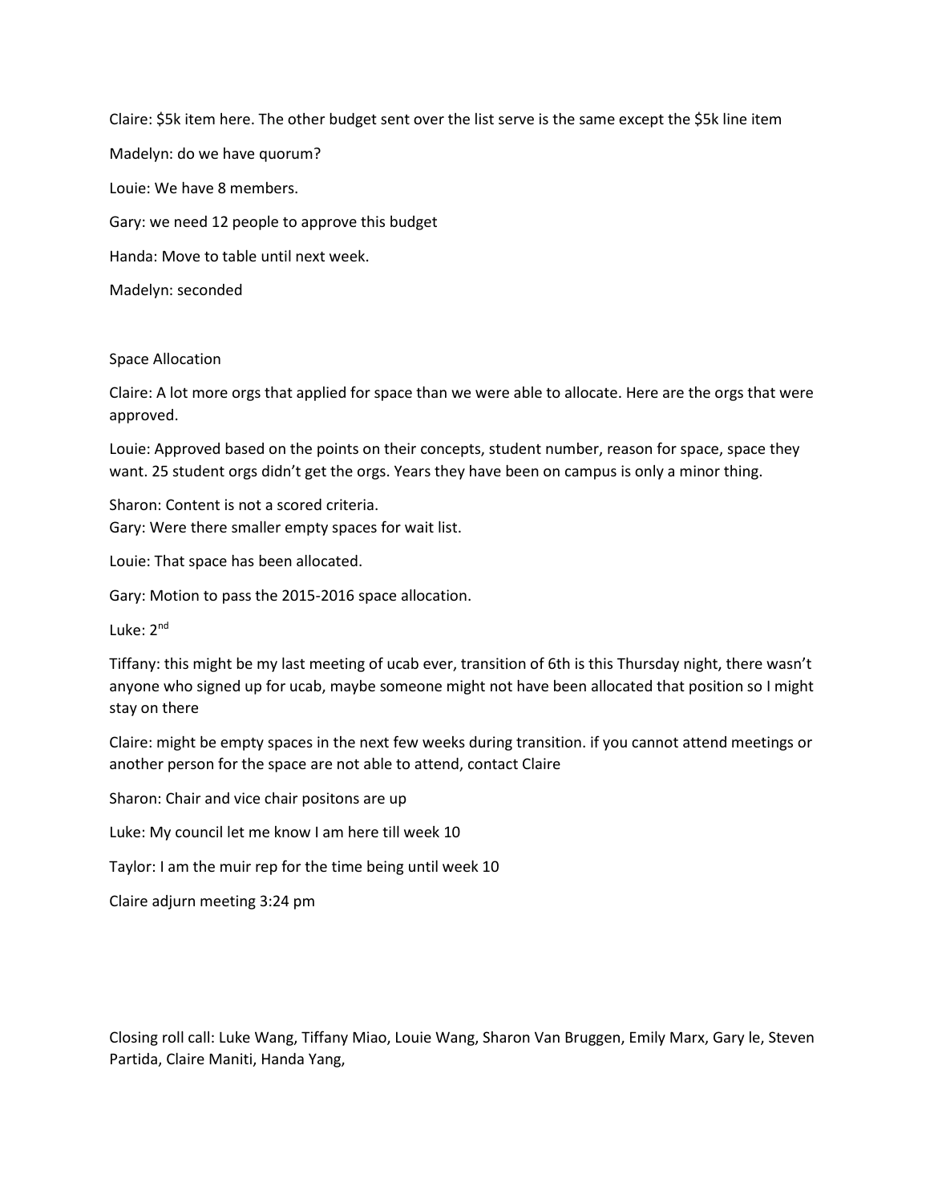Claire: $5k item here. The other budget sent over the list serve is the same except the $5k line item

Madelyn: do we have quorum?

Louie: We have 8 members.

Gary: we need 12 people to approve this budget

Handa: Move to table until next week.

Madelyn: seconded

Space Allocation

Claire: A lot more orgs that applied for space than we were able to allocate. Here are the orgs that were approved.

Louie: Approved based on the points on their concepts, student number, reason for space, space they want. 25 student orgs didn't get the orgs. Years they have been on campus is only a minor thing.

Sharon: Content is not a scored criteria.
Gary: Were there smaller empty spaces for wait list.

Louie: That space has been allocated.

Gary: Motion to pass the 2015-2016 space allocation.

Luke: 2nd

Tiffany: this might be my last meeting of ucab ever, transition of 6th is this Thursday night, there wasn't anyone who signed up for ucab, maybe someone might not have been allocated that position so I might stay on there

Claire: might be empty spaces in the next few weeks during transition. if you cannot attend meetings or another person for the space are not able to attend, contact Claire

Sharon: Chair and vice chair positons are up

Luke: My council let me know I am here till week 10

Taylor: I am the muir rep for the time being until week 10

Claire adjurn meeting 3:24 pm

Closing roll call: Luke Wang, Tiffany Miao, Louie Wang, Sharon Van Bruggen, Emily Marx, Gary le, Steven Partida, Claire Maniti, Handa Yang,